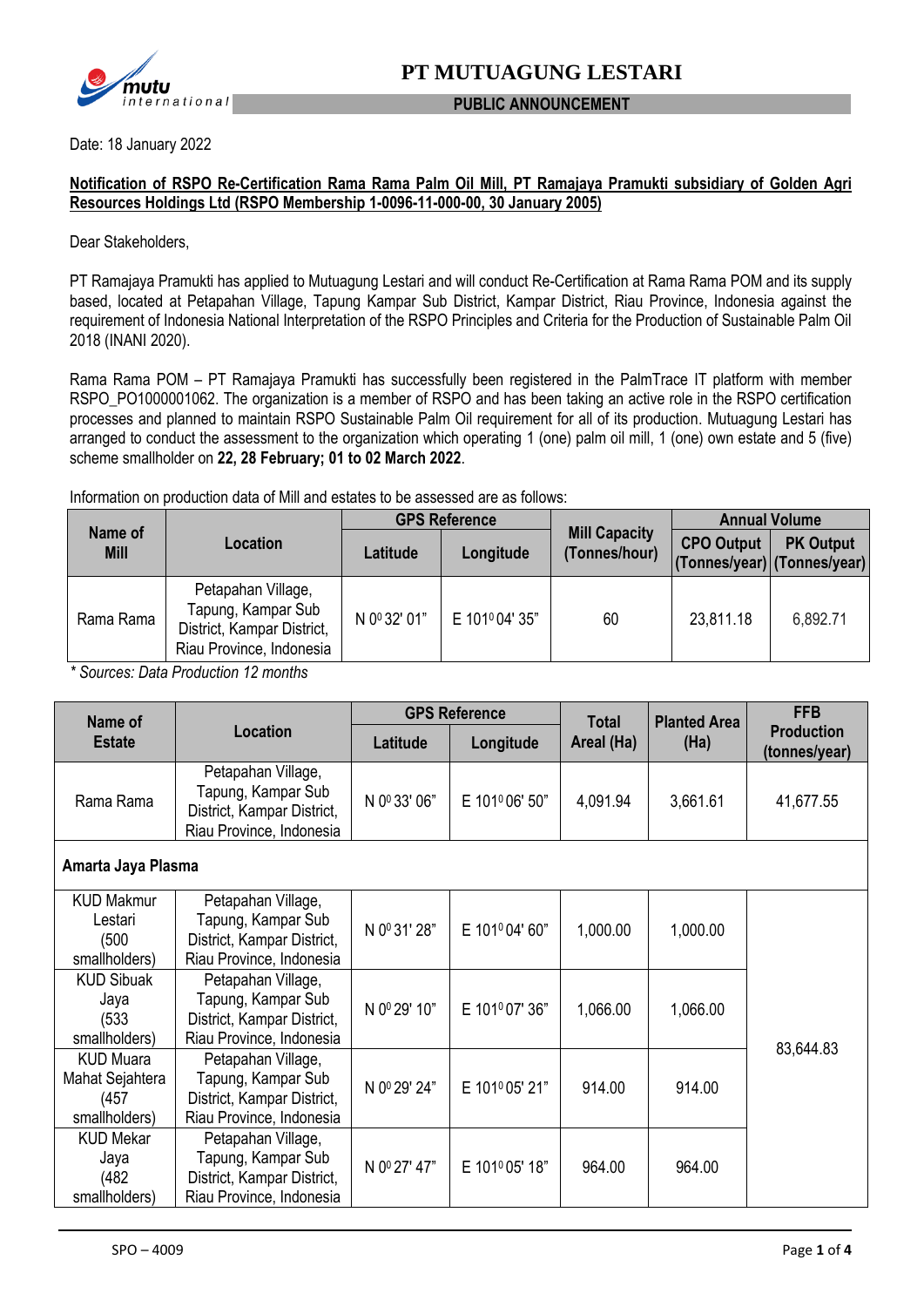# PT MUTUAGUNG LESTARI

**PUBLIC ANNOUNCEMENT**

Date: 18 January 2022

**Notification of RSPO Re-Certification Rama Rama Palm Oil Mill, PT Ramajaya Pramukti subsidiary of Golden Agri Resources Holdings Ltd (RSPO Membership 1-0096-11-000-00, 30 January 2005)**

Dear Stakeholders,

PT Ramajaya Pramukti has applied to Mutuagung Lestari and will conduct Re-Certification at Rama Rama POM and its supply based, located at Petapahan Village, Tapung Kampar Sub District, Kampar District, Riau Province, Indonesia against the requirement of Indonesia National Interpretation of the RSPO Principles and Criteria for the Production of Sustainable Palm Oil 2018 (INANI 2020).

Rama Rama POM – PT Ramajaya Pramukti has successfully been registered in the PalmTrace IT platform with member RSPO_PO1000001062. The organization is a member of RSPO and has been taking an active role in the RSPO certification processes and planned to maintain RSPO Sustainable Palm Oil requirement for all of its production. Mutuagung Lestari has arranged to conduct the assessment to the organization which operating 1 (one) palm oil mill, 1 (one) own estate and 5 (five) scheme smallholder on **22, 28 February; 01 to 02 March 2022**.

Information on production data of Mill and estates to be assessed are as follows:

| Name of Mill | Location | GPS Reference | | Mill Capacity (Tonnes/hour) | Annual Volume | |
|---|---|---|---|---|---|---|
| | | Latitude | Longitude | | CPO Output (Tonnes/year) | PK Output (Tonnes/year) |
| Rama Rama | Petapahan Village, Tapung, Kampar Sub District, Kampar District, Riau Province, Indonesia | N 0º 32' 01" | E 101º 04' 35" | 60 | 23,811.18 | 6,892.71 |

*\* Sources: Data Production 12 months*

| Name of Estate | Location | GPS Reference | | Total Areal (Ha) | Planted Area (Ha) | FFB Production (tonnes/year) |
|---|---|---|---|---|---|---|
| | | Latitude | Longitude | | | |
| Rama Rama | Petapahan Village, Tapung, Kampar Sub District, Kampar District, Riau Province, Indonesia | N 0º 33' 06" | E 101º 06' 50" | 4,091.94 | 3,661.61 | 41,677.55 |
| **Amarta Jaya Plasma** | | | | | | |
| KUD Makmur Lestari (500 smallholders) | Petapahan Village, Tapung, Kampar Sub District, Kampar District, Riau Province, Indonesia | N 0º 31' 28" | E 101º 04' 60" | 1,000.00 | 1,000.00 | 83,644.83 |
| KUD Sibuak Jaya (533 smallholders) | Petapahan Village, Tapung, Kampar Sub District, Kampar District, Riau Province, Indonesia | N 0º 29' 10" | E 101º 07' 36" | 1,066.00 | 1,066.00 | |
| KUD Muara Mahat Sejahtera (457 smallholders) | Petapahan Village, Tapung, Kampar Sub District, Kampar District, Riau Province, Indonesia | N 0º 29' 24" | E 101º 05' 21" | 914.00 | 914.00 | |
| KUD Mekar Jaya (482 smallholders) | Petapahan Village, Tapung, Kampar Sub District, Kampar District, Riau Province, Indonesia | N 0º 27' 47" | E 101º 05' 18" | 964.00 | 964.00 | |

SPO – 4009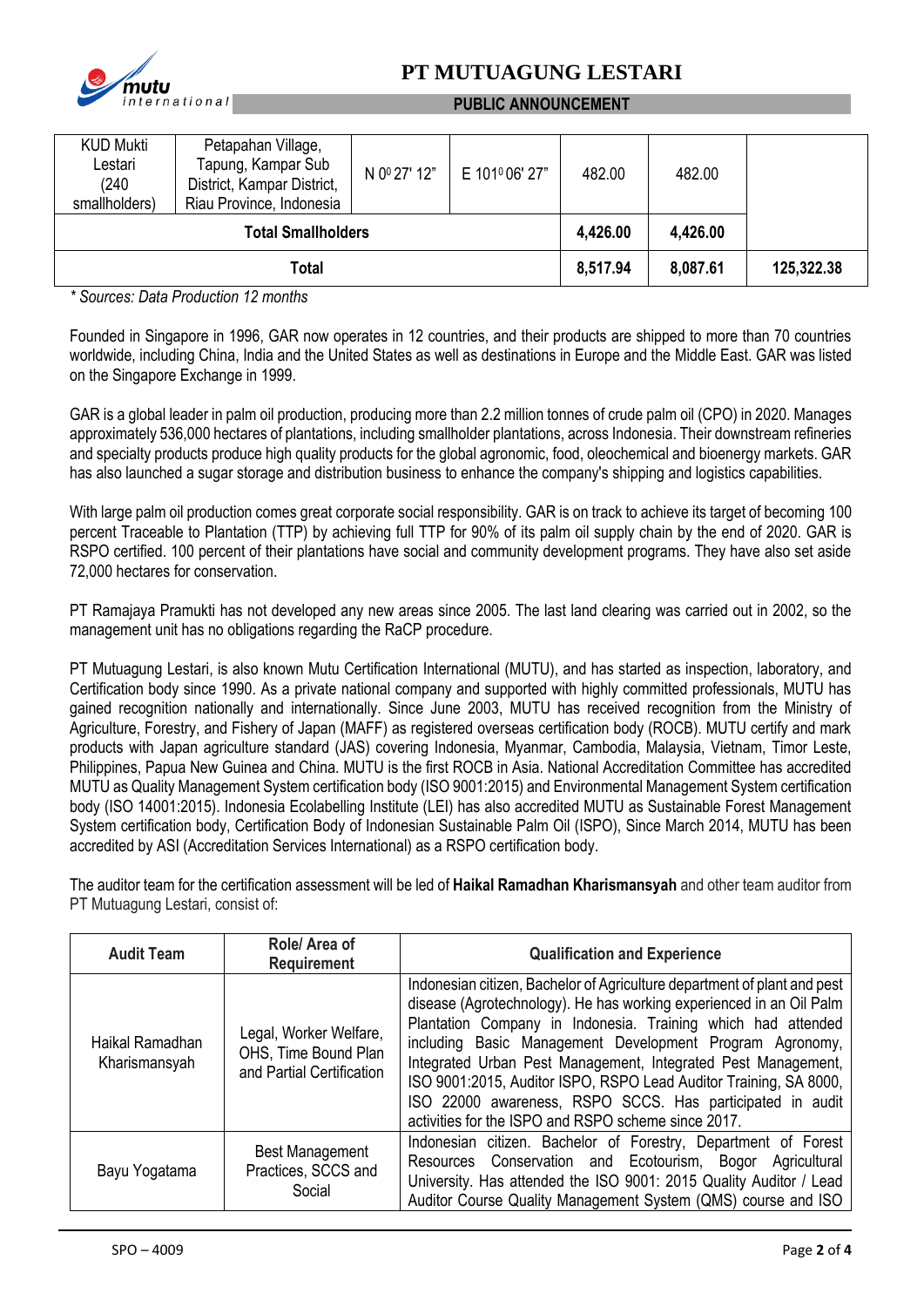| KUD Mukti Lestari (240 smallholders) | Petapahan Village, Tapung, Kampar Sub District, Kampar District, Riau Province, Indonesia | N 0⁰ 27' 12" | E 101⁰ 06' 27" | 482.00 | 482.00 | |
|---|---|---|---|---|---|---|
| **Total Smallholders** | | | | **4,426.00** | **4,426.00** | |
| **Total** | | | | **8,517.94** | **8,087.61** | **125,322.38** |

*\* Sources: Data Production 12 months*

Founded in Singapore in 1996, GAR now operates in 12 countries, and their products are shipped to more than 70 countries worldwide, including China, India and the United States as well as destinations in Europe and the Middle East. GAR was listed on the Singapore Exchange in 1999.

GAR is a global leader in palm oil production, producing more than 2.2 million tonnes of crude palm oil (CPO) in 2020. Manages approximately 536,000 hectares of plantations, including smallholder plantations, across Indonesia. Their downstream refineries and specialty products produce high quality products for the global agronomic, food, oleochemical and bioenergy markets. GAR has also launched a sugar storage and distribution business to enhance the company's shipping and logistics capabilities.

With large palm oil production comes great corporate social responsibility. GAR is on track to achieve its target of becoming 100 percent Traceable to Plantation (TTP) by achieving full TTP for 90% of its palm oil supply chain by the end of 2020. GAR is RSPO certified. 100 percent of their plantations have social and community development programs. They have also set aside 72,000 hectares for conservation.

PT Ramajaya Pramukti has not developed any new areas since 2005. The last land clearing was carried out in 2002, so the management unit has no obligations regarding the RaCP procedure.

PT Mutuagung Lestari, is also known Mutu Certification International (MUTU), and has started as inspection, laboratory, and Certification body since 1990. As a private national company and supported with highly committed professionals, MUTU has gained recognition nationally and internationally. Since June 2003, MUTU has received recognition from the Ministry of Agriculture, Forestry, and Fishery of Japan (MAFF) as registered overseas certification body (ROCB). MUTU certify and mark products with Japan agriculture standard (JAS) covering Indonesia, Myanmar, Cambodia, Malaysia, Vietnam, Timor Leste, Philippines, Papua New Guinea and China. MUTU is the first ROCB in Asia. National Accreditation Committee has accredited MUTU as Quality Management System certification body (ISO 9001:2015) and Environmental Management System certification body (ISO 14001:2015). Indonesia Ecolabelling Institute (LEI) has also accredited MUTU as Sustainable Forest Management System certification body, Certification Body of Indonesian Sustainable Palm Oil (ISPO), Since March 2014, MUTU has been accredited by ASI (Accreditation Services International) as a RSPO certification body.

The auditor team for the certification assessment will be led of **Haikal Ramadhan Kharismansyah** and other team auditor from PT Mutuagung Lestari, consist of:

| Audit Team | Role/ Area of Requirement | Qualification and Experience |
|---|---|---|
| Haikal Ramadhan Kharismansyah | Legal, Worker Welfare, OHS, Time Bound Plan and Partial Certification | Indonesian citizen, Bachelor of Agriculture department of plant and pest disease (Agrotechnology). He has working experienced in an Oil Palm Plantation Company in Indonesia. Training which had attended including Basic Management Development Program Agronomy, Integrated Urban Pest Management, Integrated Pest Management, ISO 9001:2015, Auditor ISPO, RSPO Lead Auditor Training, SA 8000, ISO 22000 awareness, RSPO SCCS. Has participated in audit activities for the ISPO and RSPO scheme since 2017. |
| Bayu Yogatama | Best Management Practices, SCCS and Social | Indonesian citizen. Bachelor of Forestry, Department of Forest Resources Conservation and Ecotourism, Bogor Agricultural University. Has attended the ISO 9001: 2015 Quality Auditor / Lead Auditor Course Quality Management System (QMS) course and ISO |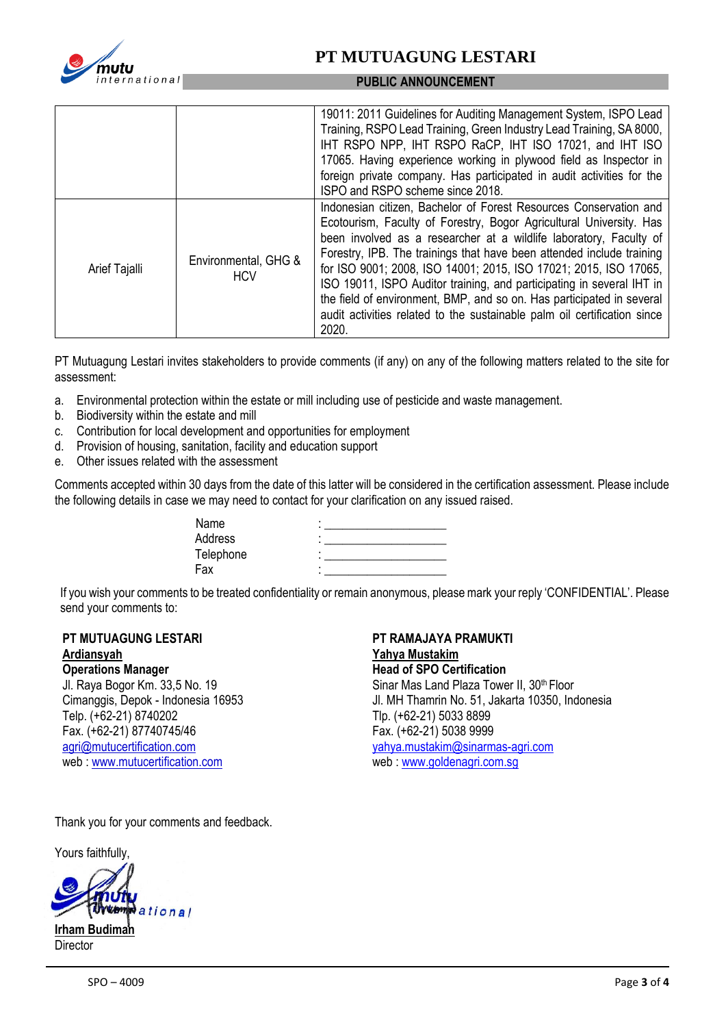| | | |
|---|---|---|
| | | 19011: 2011 Guidelines for Auditing Management System, ISPO Lead Training, RSPO Lead Training, Green Industry Lead Training, SA 8000, IHT RSPO NPP, IHT RSPO RaCP, IHT ISO 17021, and IHT ISO 17065. Having experience working in plywood field as Inspector in foreign private company. Has participated in audit activities for the ISPO and RSPO scheme since 2018. |
| Arief Tajalli | Environmental, GHG & HCV | Indonesian citizen, Bachelor of Forest Resources Conservation and Ecotourism, Faculty of Forestry, Bogor Agricultural University. Has been involved as a researcher at a wildlife laboratory, Faculty of Forestry, IPB. The trainings that have been attended include training for ISO 9001; 2008, ISO 14001; 2015, ISO 17021; 2015, ISO 17065, ISO 19011, ISPO Auditor training, and participating in several IHT in the field of environment, BMP, and so on. Has participated in several audit activities related to the sustainable palm oil certification since 2020. |

PT Mutuagung Lestari invites stakeholders to provide comments (if any) on any of the following matters related to the site for assessment:

a. Environmental protection within the estate or mill including use of pesticide and waste management.
b. Biodiversity within the estate and mill
c. Contribution for local development and opportunities for employment
d. Provision of housing, sanitation, facility and education support
e. Other issues related with the assessment

Comments accepted within 30 days from the date of this latter will be considered in the certification assessment. Please include the following details in case we may need to contact for your clarification on any issued raised.

Name : ____________________
Address : ____________________
Telephone : ____________________
Fax : ____________________

If you wish your comments to be treated confidentiality or remain anonymous, please mark your reply 'CONFIDENTIAL'. Please send your comments to:

**PT MUTUAGUNG LESTARI**
**Ardiansyah**
**Operations Manager**
Jl. Raya Bogor Km. 33,5 No. 19
Cimanggis, Depok - Indonesia 16953
Telp. (+62-21) 8740202
Fax. (+62-21) 87740745/46
agri@mutucertification.com
web : www.mutucertification.com

**PT RAMAJAYA PRAMUKTI**
**Yahya Mustakim**
**Head of SPO Certification**
Sinar Mas Land Plaza Tower II, 30th Floor
Jl. MH Thamrin No. 51, Jakarta 10350, Indonesia
Tlp. (+62-21) 5033 8899
Fax. (+62-21) 5038 9999
yahya.mustakim@sinarmas-agri.com
web : www.goldenagri.com.sg

Thank you for your comments and feedback.

Yours faithfully,

**Irham Budiman**
Director

SPO – 4009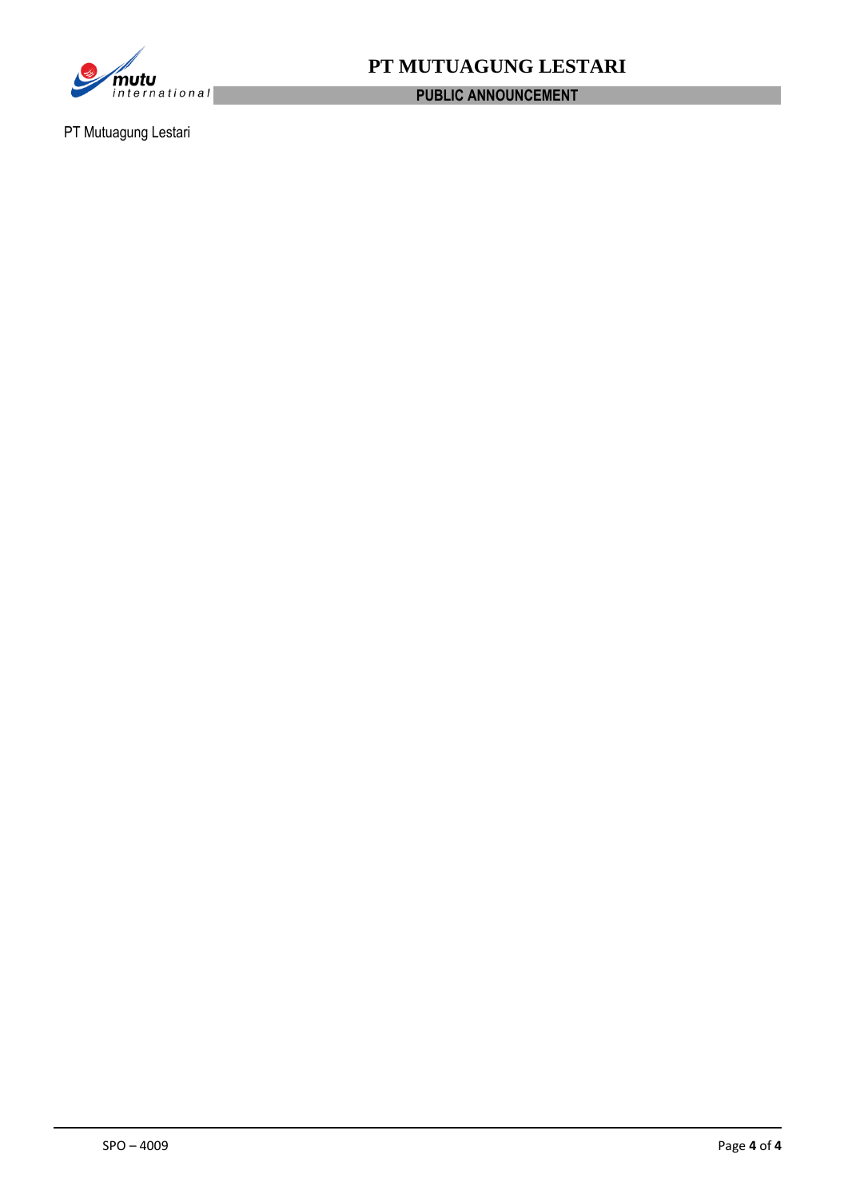PT Mutuagung Lestari